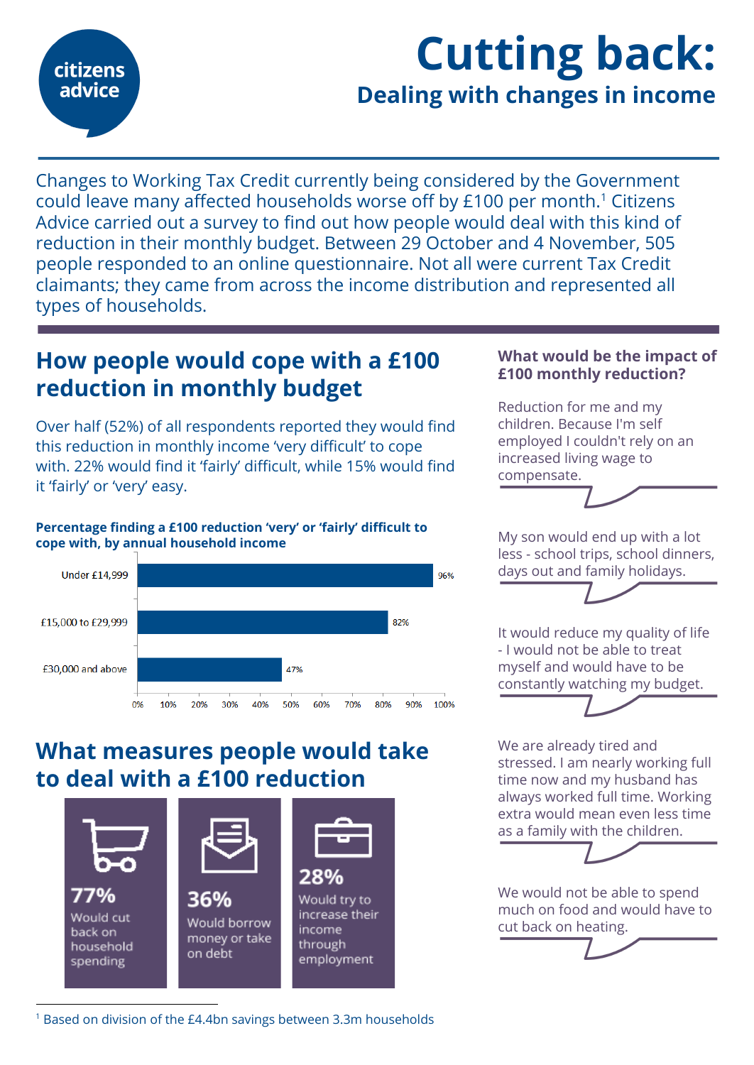# Cutting back:

## Dealing with changes in income

Changes to Working Tax Credit currently being considered by the Government could leave many affected households worse off by £100 per month.[1] Citizens Advice carried out a survey to find out how people would deal with this kind of reduction in their monthly budget. Between 29 October and 4 November, 505 people responded to an online questionnaire. Not all were current Tax Credit claimants; they came from across the income distribution and represented all types of households.

## How people would cope with a £100 reduction in monthly budget

Over half (52%) of all respondents reported they would find this reduction in monthly income 'very difficult' to cope with. 22% would find it 'fairly' difficult, while 15% would find it 'fairly' or 'very' easy.

**Percentage finding a £100 reduction 'very' or 'fairly' difficult to cope with, by annual household income**

| Annual household income | Percentage |
|---|---|
| Under £14,999 | 96% |
| £15,000 to £29,999 | 82% |
| £30,000 and above | 47% |

## What measures people would take to deal with a £100 reduction

**77%** Would cut back on household spending

**36%** Would borrow money or take on debt

**28%** Would try to increase their income through employment

### What would be the impact of £100 monthly reduction?

Reduction for me and my children. Because I'm self employed I couldn't rely on an increased living wage to compensate.

My son would end up with a lot less - school trips, school dinners, days out and family holidays.

It would reduce my quality of life - I would not be able to treat myself and would have to be constantly watching my budget.

We are already tired and stressed. I am nearly working full time now and my husband has always worked full time. Working extra would mean even less time as a family with the children.

We would not be able to spend much on food and would have to cut back on heating.

[1] Based on division of the £4.4bn savings between 3.3m households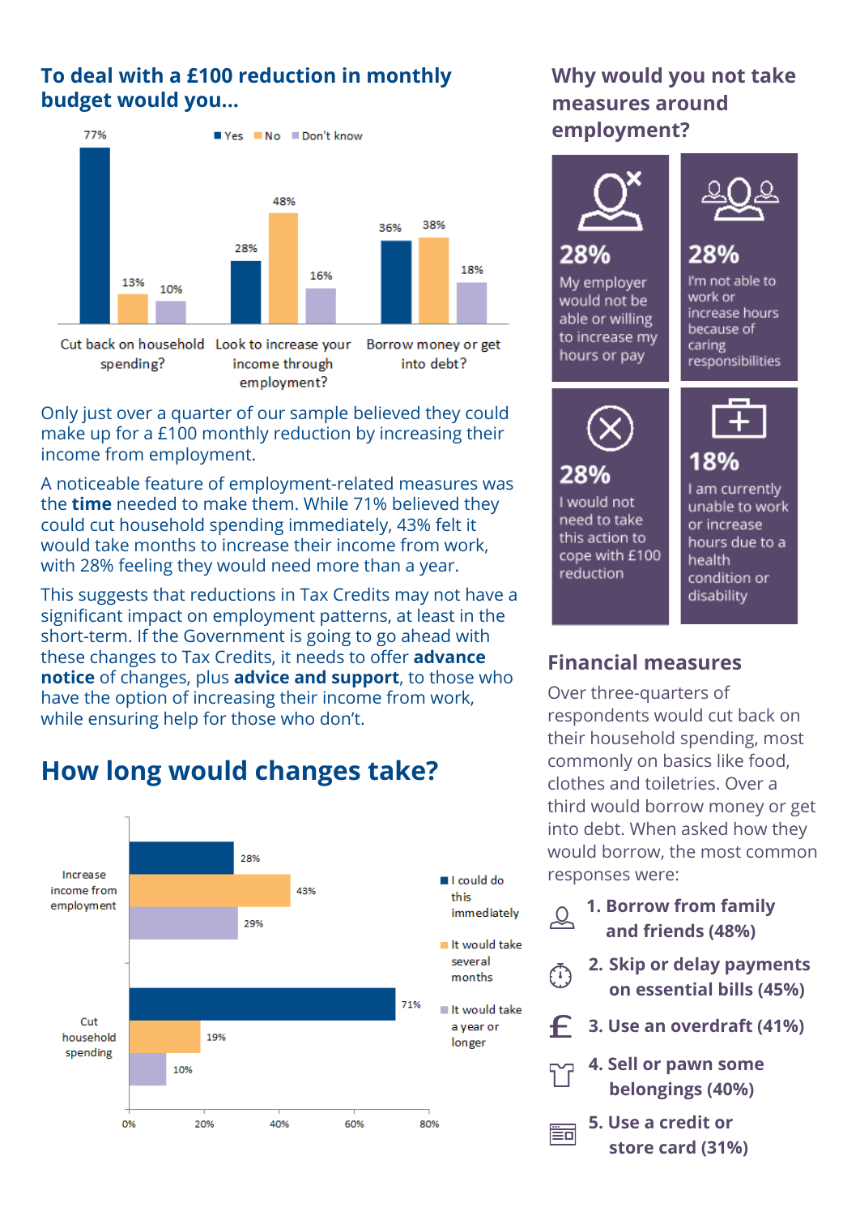## To deal with a £100 reduction in monthly budget would you...

77%
Yes No Don't know
48%
36% 38%
28%
18%
13% 16%
10%
Cut back on household spending?
Look to increase your income through employment?
Borrow money or get into debt?

Only just over a quarter of our sample believed they could make up for a £100 monthly reduction by increasing their income from employment.

A noticeable feature of employment-related measures was the **time** needed to make them. While 71% believed they could cut household spending immediately, 43% felt it would take months to increase their income from work, with 28% feeling they would need more than a year.

This suggests that reductions in Tax Credits may not have a significant impact on employment patterns, at least in the short-term. If the Government is going to go ahead with these changes to Tax Credits, it needs to offer **advance notice** of changes, plus **advice and support**, to those who have the option of increasing their income from work, while ensuring help for those who don't.

## How long would changes take?

Increase income from employment
28%
43%
29%
Cut household spending
71%
19%
10%
0% 20% 40% 60% 80%
I could do this immediately
It would take several months
It would take a year or longer

## Why would you not take measures around employment?

**28%**
My employer would not be able or willing to increase my hours or pay

**28%**
I'm not able to work or increase hours because of caring responsibilities

**28%**
I would not need to take this action to cope with £100 reduction

**18%**
I am currently unable to work or increase hours due to a health condition or disability

## Financial measures

Over three-quarters of respondents would cut back on their household spending, most commonly on basics like food, clothes and toiletries. Over a third would borrow money or get into debt. When asked how they would borrow, the most common responses were:

1. **Borrow from family and friends (48%)**
2. **Skip or delay payments on essential bills (45%)**
3. **Use an overdraft (41%)**
4. **Sell or pawn some belongings (40%)**
5. **Use a credit or store card (31%)**